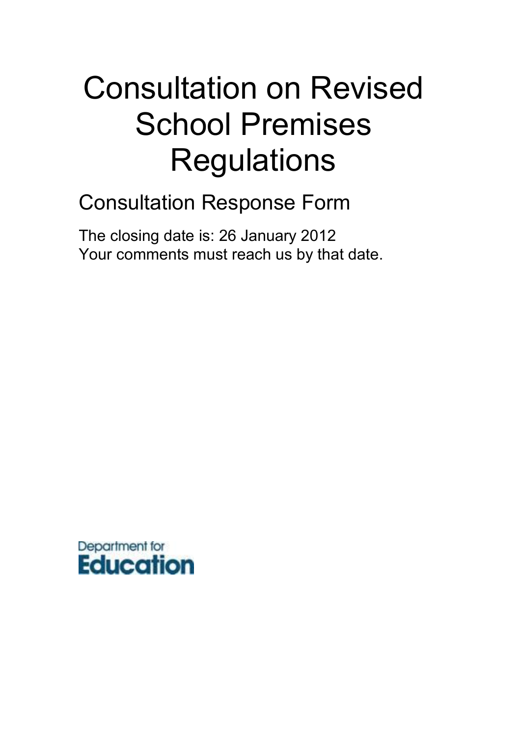# Consultation on Revised School Premises Regulations

## Consultation Response Form

The closing date is: 26 January 2012
Your comments must reach us by that date.

Department for
Education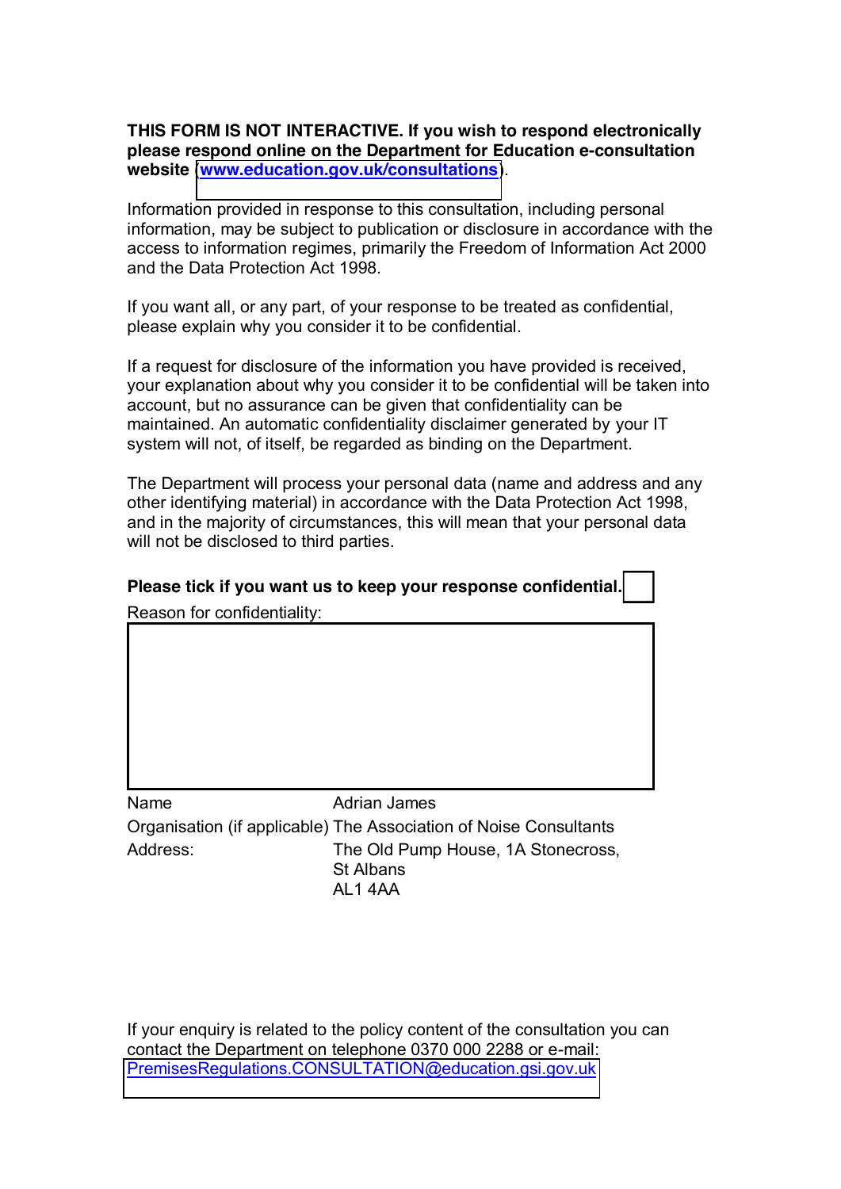**THIS FORM IS NOT INTERACTIVE. If you wish to respond electronically please respond online on the Department for Education e-consultation website (www.education.gov.uk/consultations).**

Information provided in response to this consultation, including personal information, may be subject to publication or disclosure in accordance with the access to information regimes, primarily the Freedom of Information Act 2000 and the Data Protection Act 1998.

If you want all, or any part, of your response to be treated as confidential, please explain why you consider it to be confidential.

If a request for disclosure of the information you have provided is received, your explanation about why you consider it to be confidential will be taken into account, but no assurance can be given that confidentiality can be maintained. An automatic confidentiality disclaimer generated by your IT system will not, of itself, be regarded as binding on the Department.

The Department will process your personal data (name and address and any other identifying material) in accordance with the Data Protection Act 1998, and in the majority of circumstances, this will mean that your personal data will not be disclosed to third parties.

**Please tick if you want us to keep your response confidential.** ☐

Reason for confidentiality:

| Name | Adrian James |
|---|---|
| Organisation (if applicable) | The Association of Noise Consultants |
| Address: | The Old Pump House, 1A Stonecross, St Albans AL1 4AA |

If your enquiry is related to the policy content of the consultation you can contact the Department on telephone 0370 000 2288 or e-mail: PremisesRegulations.CONSULTATION@education.gsi.gov.uk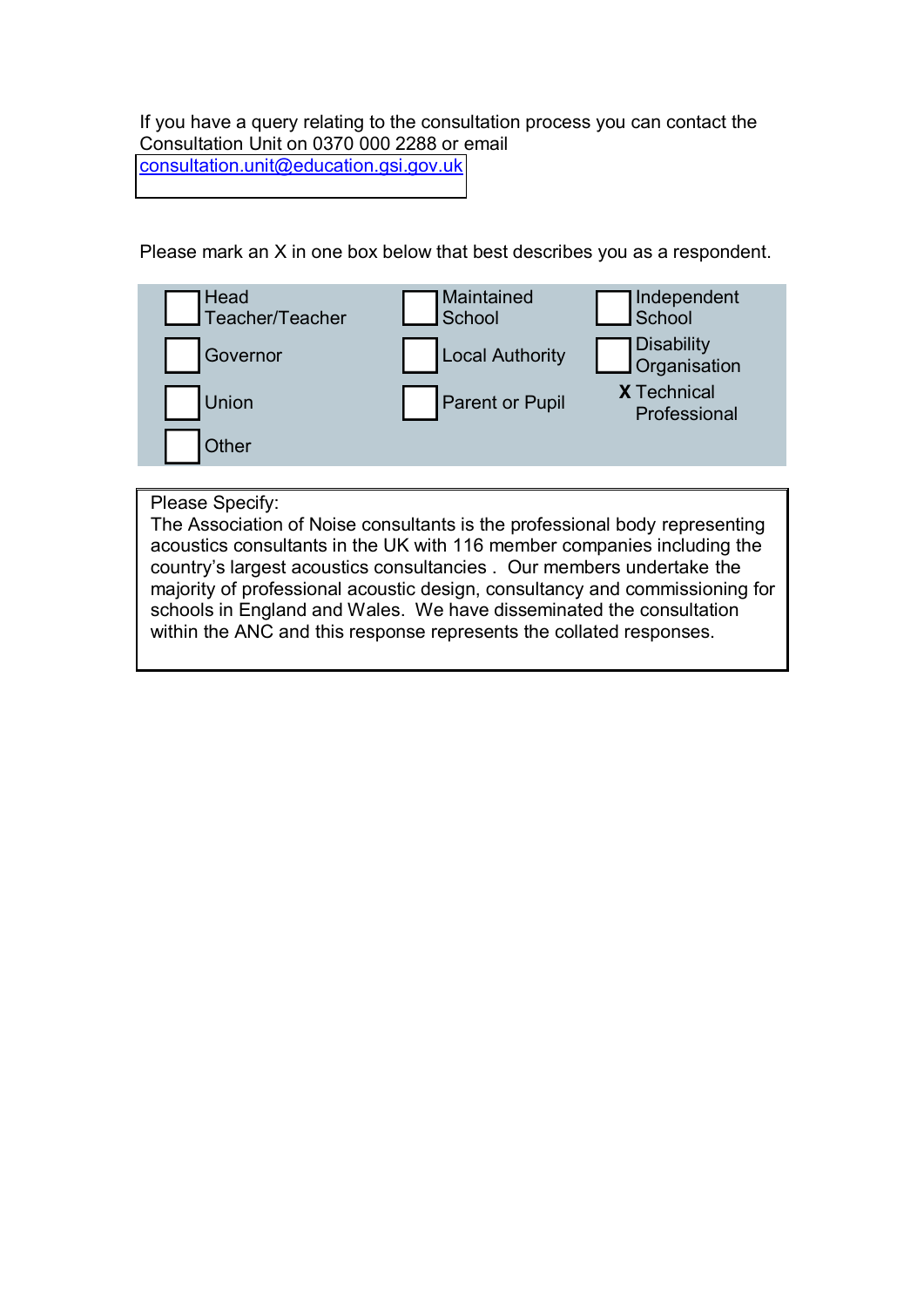If you have a query relating to the consultation process you can contact the Consultation Unit on 0370 000 2288 or email consultation.unit@education.gsi.gov.uk

Please mark an X in one box below that best describes you as a respondent.

| | | |
|---|---|---|
| ☐ Head Teacher/Teacher | ☐ Maintained School | ☐ Independent School |
| ☐ Governor | ☐ Local Authority | ☐ Disability Organisation |
| ☐ Union | ☐ Parent or Pupil | **X** Technical Professional |
| ☐ Other | | |

Please Specify:
The Association of Noise consultants is the professional body representing acoustics consultants in the UK with 116 member companies including the country's largest acoustics consultancies . Our members undertake the majority of professional acoustic design, consultancy and commissioning for schools in England and Wales. We have disseminated the consultation within the ANC and this response represents the collated responses.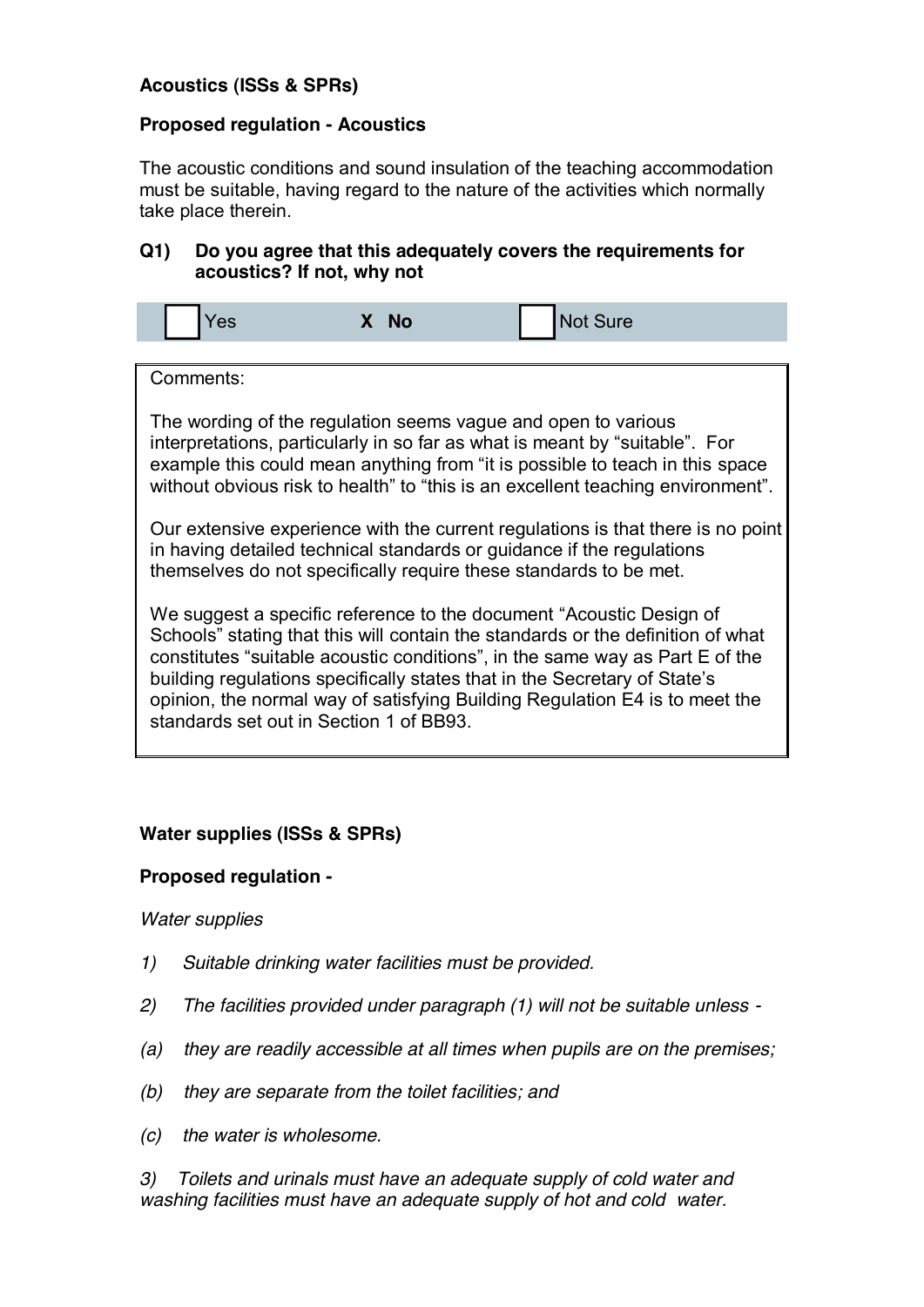**Acoustics (ISSs & SPRs)**

**Proposed regulation - Acoustics**

The acoustic conditions and sound insulation of the teaching accommodation must be suitable, having regard to the nature of the activities which normally take place therein.

**Q1) Do you agree that this adequately covers the requirements for acoustics? If not, why not**

| ☐ Yes | **X No** | ☐ Not Sure |
|---|---|---|

Comments:

The wording of the regulation seems vague and open to various interpretations, particularly in so far as what is meant by "suitable". For example this could mean anything from "it is possible to teach in this space without obvious risk to health" to "this is an excellent teaching environment".

Our extensive experience with the current regulations is that there is no point in having detailed technical standards or guidance if the regulations themselves do not specifically require these standards to be met.

We suggest a specific reference to the document "Acoustic Design of Schools" stating that this will contain the standards or the definition of what constitutes "suitable acoustic conditions", in the same way as Part E of the building regulations specifically states that in the Secretary of State's opinion, the normal way of satisfying Building Regulation E4 is to meet the standards set out in Section 1 of BB93.

**Water supplies (ISSs & SPRs)**

**Proposed regulation -**

*Water supplies*

1) *Suitable drinking water facilities must be provided.*

2) *The facilities provided under paragraph (1) will not be suitable unless -*

(a) *they are readily accessible at all times when pupils are on the premises;*

(b) *they are separate from the toilet facilities; and*

(c) *the water is wholesome.*

3) *Toilets and urinals must have an adequate supply of cold water and washing facilities must have an adequate supply of hot and cold water.*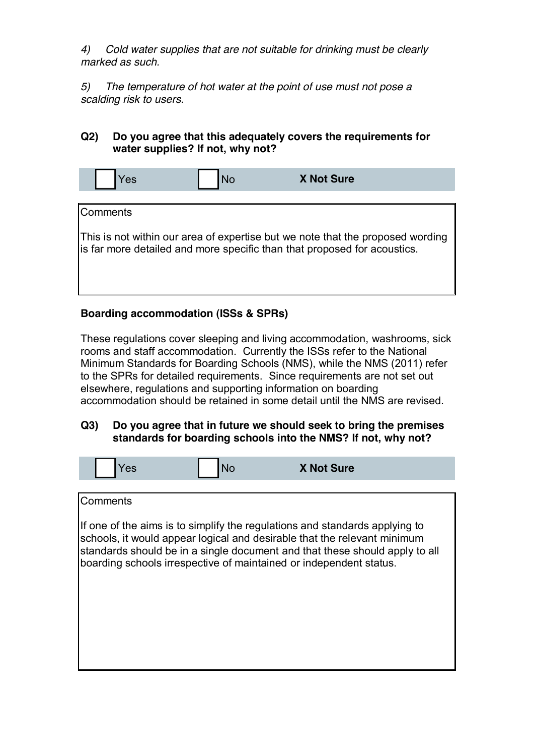*4) Cold water supplies that are not suitable for drinking must be clearly marked as such.*

*5) The temperature of hot water at the point of use must not pose a scalding risk to users.*

**Q2) Do you agree that this adequately covers the requirements for water supplies? If not, why not?**

| Yes | No | **X Not Sure** |
|---|---|---|

Comments

This is not within our area of expertise but we note that the proposed wording is far more detailed and more specific than that proposed for acoustics.

**Boarding accommodation (ISSs & SPRs)**

These regulations cover sleeping and living accommodation, washrooms, sick rooms and staff accommodation. Currently the ISSs refer to the National Minimum Standards for Boarding Schools (NMS), while the NMS (2011) refer to the SPRs for detailed requirements. Since requirements are not set out elsewhere, regulations and supporting information on boarding accommodation should be retained in some detail until the NMS are revised.

**Q3) Do you agree that in future we should seek to bring the premises standards for boarding schools into the NMS? If not, why not?**

| Yes | No | **X Not Sure** |
|---|---|---|

Comments

If one of the aims is to simplify the regulations and standards applying to schools, it would appear logical and desirable that the relevant minimum standards should be in a single document and that these should apply to all boarding schools irrespective of maintained or independent status.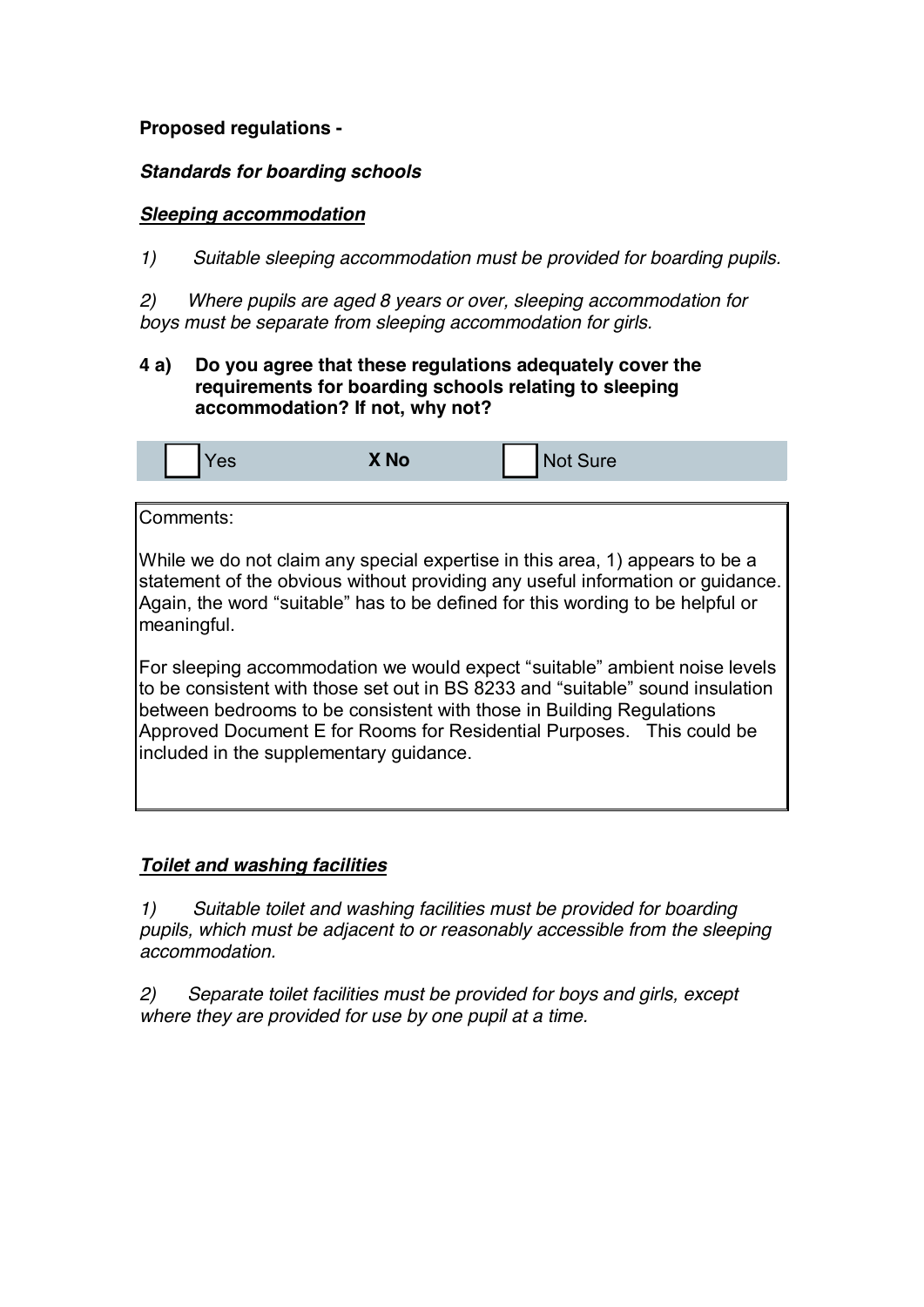**Proposed regulations -**

***Standards for boarding schools***

***Sleeping accommodation***

*1) Suitable sleeping accommodation must be provided for boarding pupils.*

*2) Where pupils are aged 8 years or over, sleeping accommodation for boys must be separate from sleeping accommodation for girls.*

**4 a) Do you agree that these regulations adequately cover the requirements for boarding schools relating to sleeping accommodation? If not, why not?**

| ☐ Yes | **X No** | ☐ Not Sure |
|---|---|---|

Comments:

While we do not claim any special expertise in this area, 1) appears to be a statement of the obvious without providing any useful information or guidance. Again, the word "suitable" has to be defined for this wording to be helpful or meaningful.

For sleeping accommodation we would expect "suitable" ambient noise levels to be consistent with those set out in BS 8233 and "suitable" sound insulation between bedrooms to be consistent with those in Building Regulations Approved Document E for Rooms for Residential Purposes. This could be included in the supplementary guidance.

***Toilet and washing facilities***

*1) Suitable toilet and washing facilities must be provided for boarding pupils, which must be adjacent to or reasonably accessible from the sleeping accommodation.*

*2) Separate toilet facilities must be provided for boys and girls, except where they are provided for use by one pupil at a time.*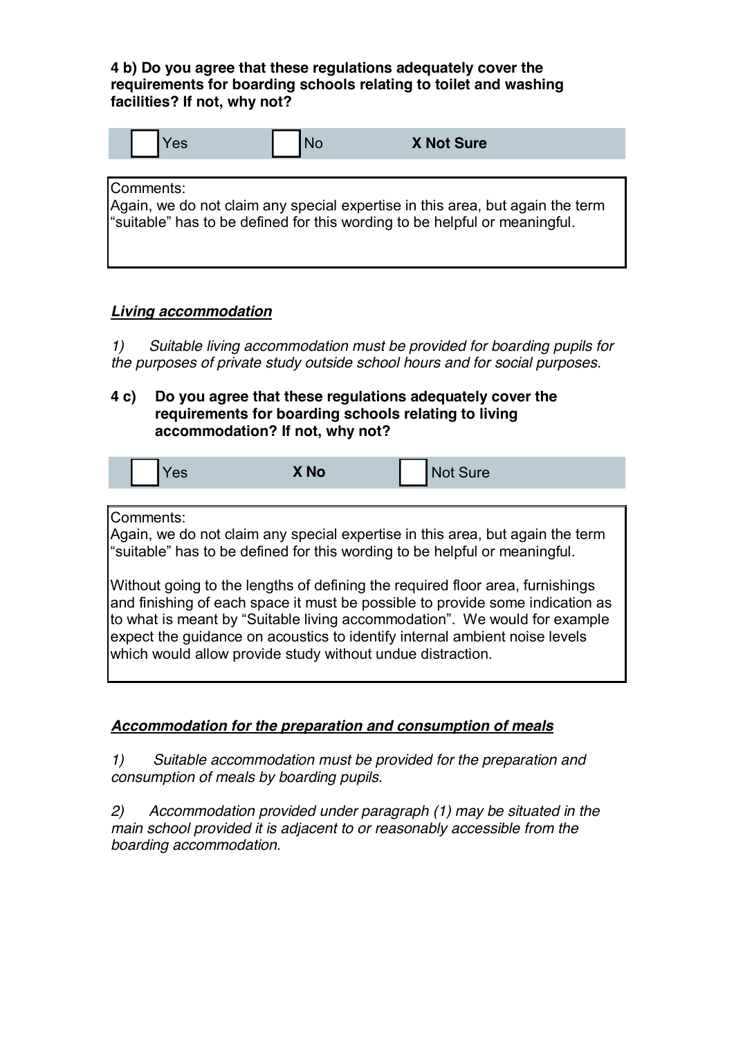**4 b) Do you agree that these regulations adequately cover the requirements for boarding schools relating to toilet and washing facilities? If not, why not?**

| Yes | No | **X Not Sure** |
|---|---|---|

Comments:
Again, we do not claim any special expertise in this area, but again the term "suitable" has to be defined for this wording to be helpful or meaningful.

***Living accommodation***

*1) Suitable living accommodation must be provided for boarding pupils for the purposes of private study outside school hours and for social purposes.*

**4 c) Do you agree that these regulations adequately cover the requirements for boarding schools relating to living accommodation? If not, why not?**

| Yes | **X No** | Not Sure |
|---|---|---|

Comments:
Again, we do not claim any special expertise in this area, but again the term "suitable" has to be defined for this wording to be helpful or meaningful.

Without going to the lengths of defining the required floor area, furnishings and finishing of each space it must be possible to provide some indication as to what is meant by "Suitable living accommodation". We would for example expect the guidance on acoustics to identify internal ambient noise levels which would allow provide study without undue distraction.

***Accommodation for the preparation and consumption of meals***

*1) Suitable accommodation must be provided for the preparation and consumption of meals by boarding pupils.*

*2) Accommodation provided under paragraph (1) may be situated in the main school provided it is adjacent to or reasonably accessible from the boarding accommodation.*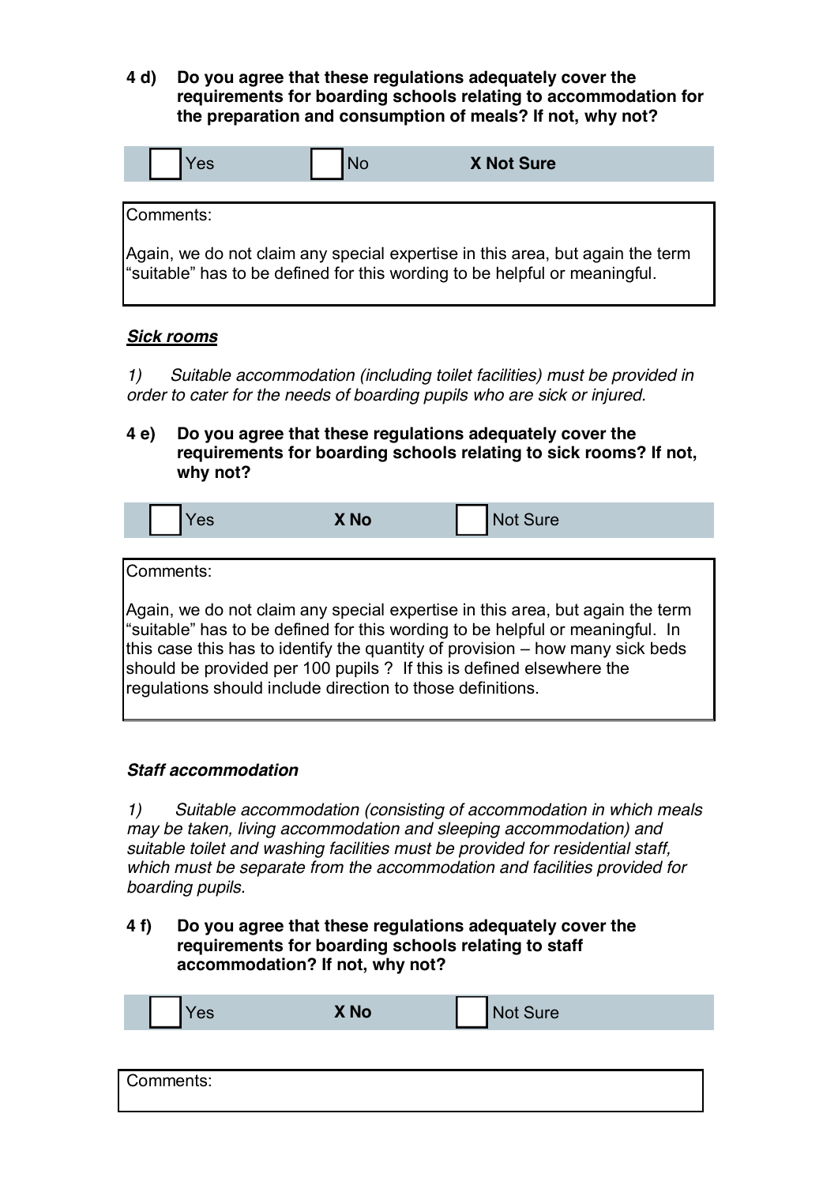**4 d) Do you agree that these regulations adequately cover the requirements for boarding schools relating to accommodation for the preparation and consumption of meals? If not, why not?**

| ☐ Yes | ☐ No | **X Not Sure** |
|---|---|---|

Comments:

Again, we do not claim any special expertise in this area, but again the term "suitable" has to be defined for this wording to be helpful or meaningful.

***Sick rooms***

*1) Suitable accommodation (including toilet facilities) must be provided in order to cater for the needs of boarding pupils who are sick or injured.*

**4 e) Do you agree that these regulations adequately cover the requirements for boarding schools relating to sick rooms? If not, why not?**

| ☐ Yes | **X No** | ☐ Not Sure |
|---|---|---|

Comments:

Again, we do not claim any special expertise in this area, but again the term "suitable" has to be defined for this wording to be helpful or meaningful. In this case this has to identify the quantity of provision – how many sick beds should be provided per 100 pupils ? If this is defined elsewhere the regulations should include direction to those definitions.

***Staff accommodation***

*1) Suitable accommodation (consisting of accommodation in which meals may be taken, living accommodation and sleeping accommodation) and suitable toilet and washing facilities must be provided for residential staff, which must be separate from the accommodation and facilities provided for boarding pupils.*

**4 f) Do you agree that these regulations adequately cover the requirements for boarding schools relating to staff accommodation? If not, why not?**

| ☐ Yes | **X No** | ☐ Not Sure |
|---|---|---|

Comments: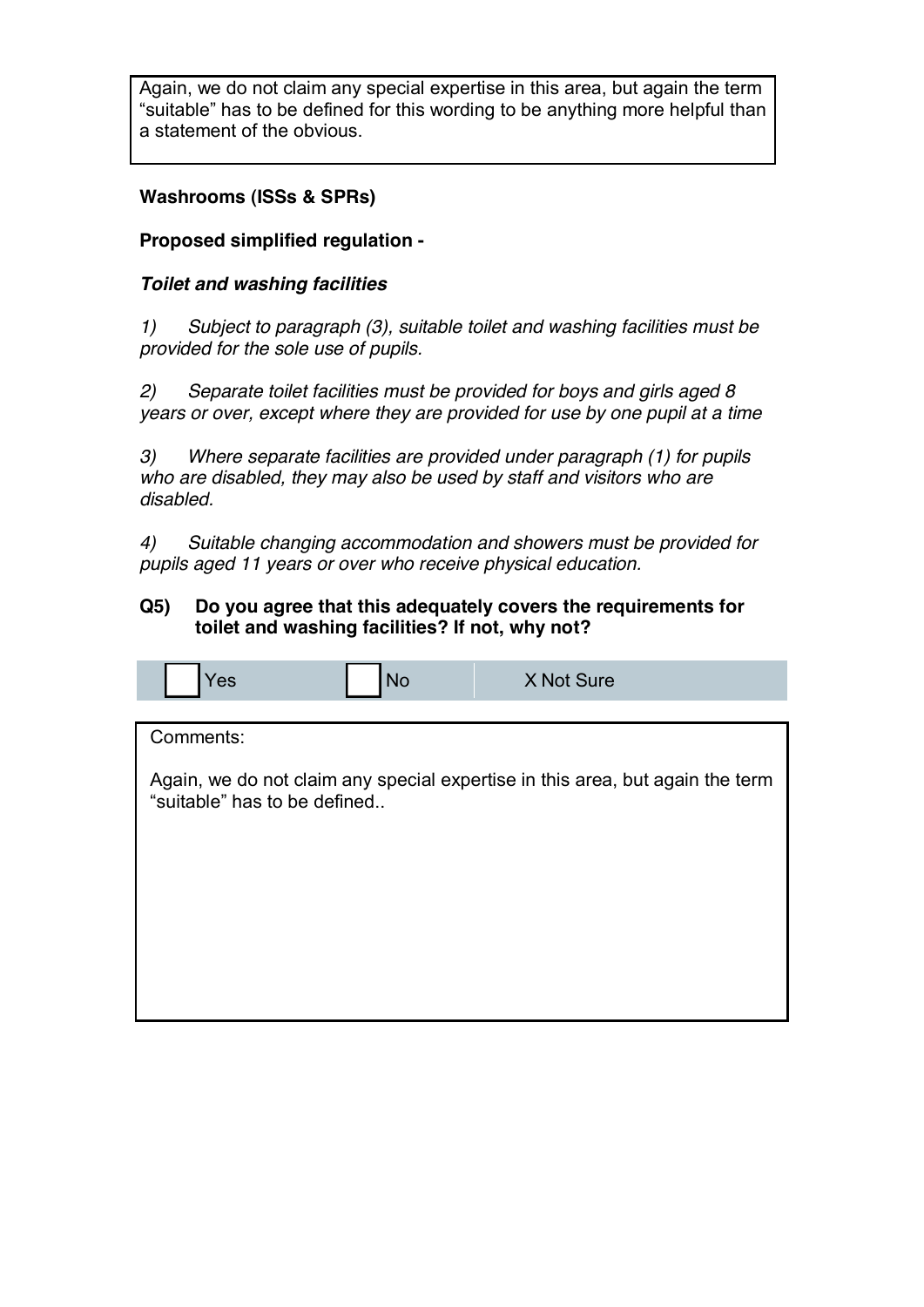Again, we do not claim any special expertise in this area, but again the term "suitable" has to be defined for this wording to be anything more helpful than a statement of the obvious.

**Washrooms (ISSs & SPRs)**

**Proposed simplified regulation -**

***Toilet and washing facilities***

*1) Subject to paragraph (3), suitable toilet and washing facilities must be provided for the sole use of pupils.*

*2) Separate toilet facilities must be provided for boys and girls aged 8 years or over, except where they are provided for use by one pupil at a time*

*3) Where separate facilities are provided under paragraph (1) for pupils who are disabled, they may also be used by staff and visitors who are disabled.*

*4) Suitable changing accommodation and showers must be provided for pupils aged 11 years or over who receive physical education.*

**Q5) Do you agree that this adequately covers the requirements for toilet and washing facilities? If not, why not?**

| Yes | No | X Not Sure |
|---|---|---|

Comments:

Again, we do not claim any special expertise in this area, but again the term "suitable" has to be defined..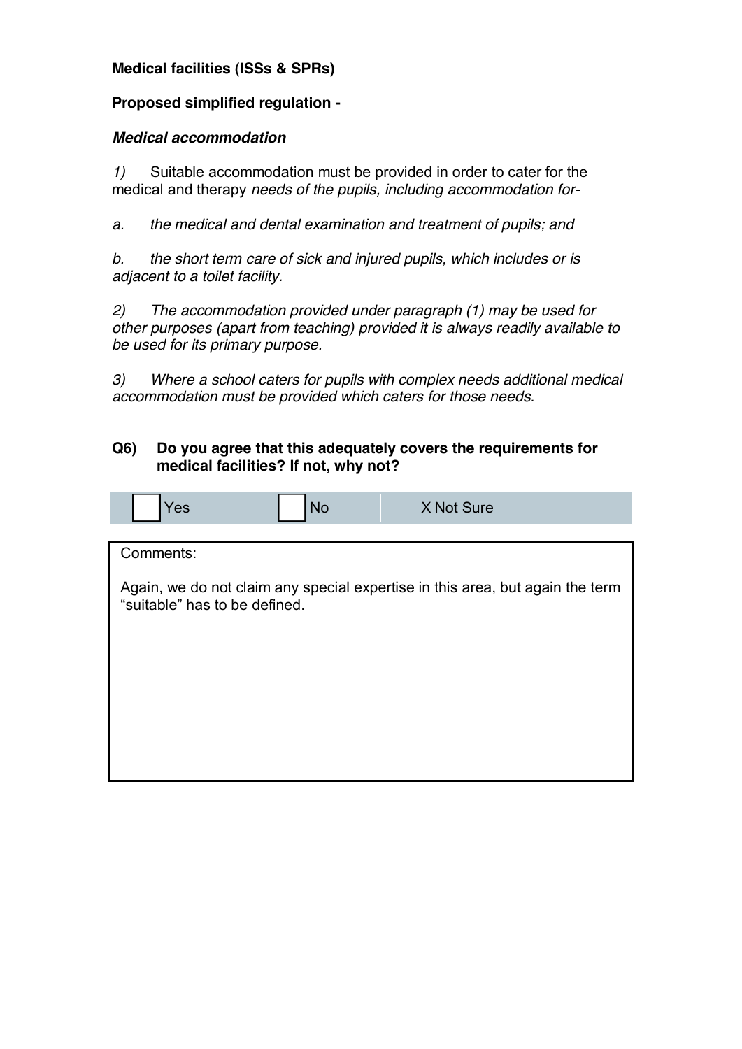**Medical facilities (ISSs & SPRs)**

**Proposed simplified regulation -**

***Medical accommodation***

*1)* Suitable accommodation must be provided in order to cater for the medical and therapy *needs of the pupils, including accommodation for-*

*a. the medical and dental examination and treatment of pupils; and*

*b. the short term care of sick and injured pupils, which includes or is adjacent to a toilet facility.*

*2) The accommodation provided under paragraph (1) may be used for other purposes (apart from teaching) provided it is always readily available to be used for its primary purpose.*

*3) Where a school caters for pupils with complex needs additional medical accommodation must be provided which caters for those needs.*

**Q6) Do you agree that this adequately covers the requirements for medical facilities? If not, why not?**

| [ ] Yes | [ ] No | X Not Sure |
|---|---|---|

Comments:

Again, we do not claim any special expertise in this area, but again the term "suitable" has to be defined.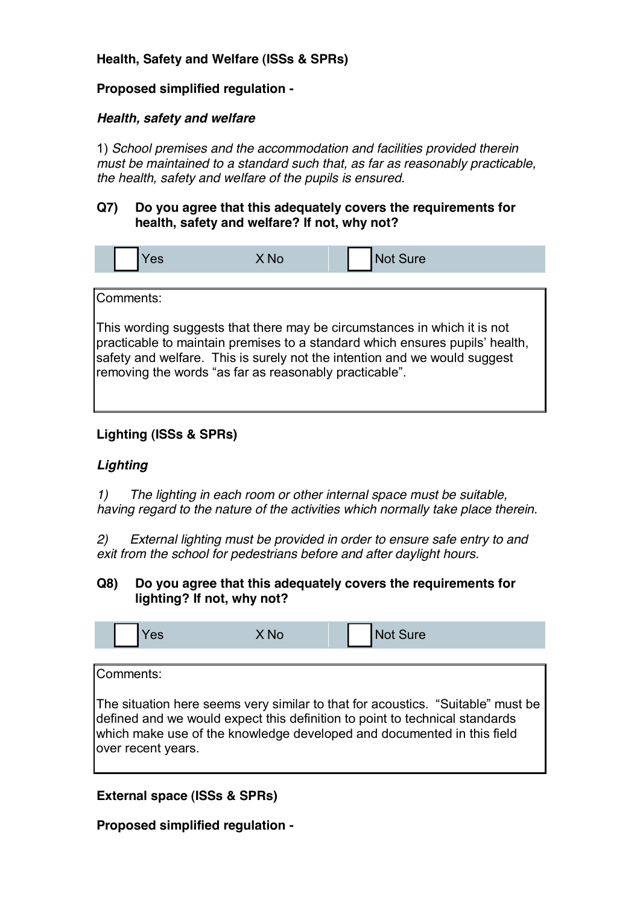**Health, Safety and Welfare (ISSs & SPRs)**

**Proposed simplified regulation -**

***Health, safety and welfare***

1) *School premises and the accommodation and facilities provided therein must be maintained to a standard such that, as far as reasonably practicable, the health, safety and welfare of the pupils is ensured.*

**Q7) Do you agree that this adequately covers the requirements for health, safety and welfare? If not, why not?**

| ☐ Yes | X No | ☐ Not Sure |
|---|---|---|

Comments:

This wording suggests that there may be circumstances in which it is not practicable to maintain premises to a standard which ensures pupils' health, safety and welfare. This is surely not the intention and we would suggest removing the words "as far as reasonably practicable".

**Lighting (ISSs & SPRs)**

***Lighting***

*1) The lighting in each room or other internal space must be suitable, having regard to the nature of the activities which normally take place therein.*

*2) External lighting must be provided in order to ensure safe entry to and exit from the school for pedestrians before and after daylight hours.*

**Q8) Do you agree that this adequately covers the requirements for lighting? If not, why not?**

| ☐ Yes | X No | ☐ Not Sure |
|---|---|---|

Comments:

The situation here seems very similar to that for acoustics. "Suitable" must be defined and we would expect this definition to point to technical standards which make use of the knowledge developed and documented in this field over recent years.

**External space (ISSs & SPRs)**

**Proposed simplified regulation -**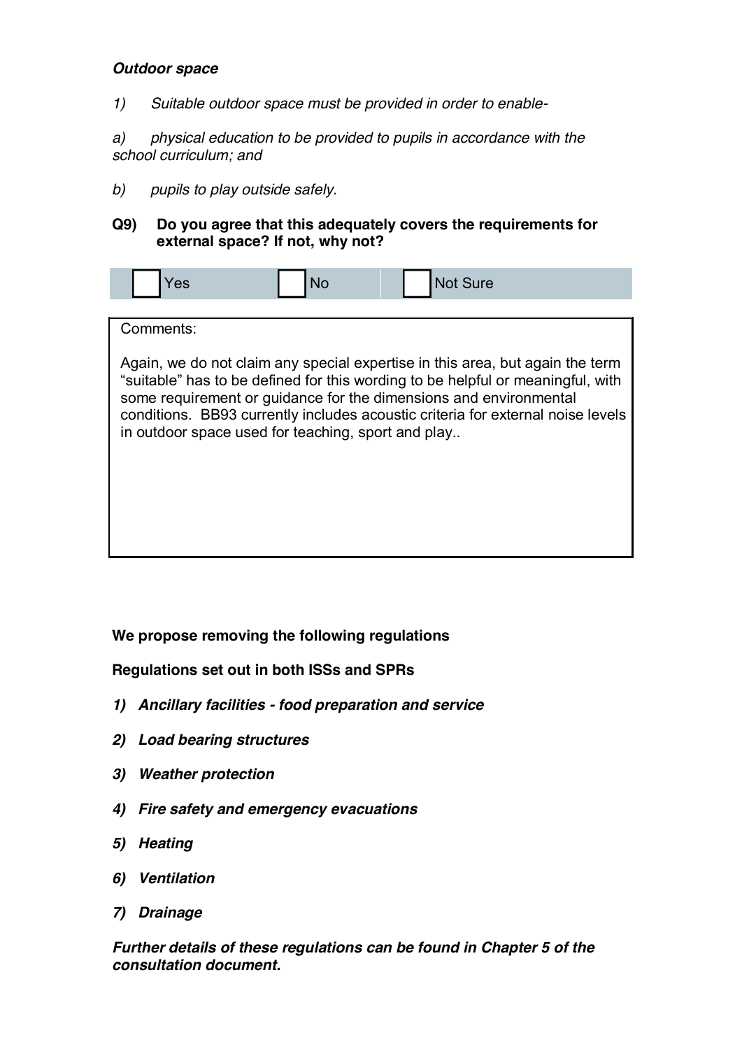***Outdoor space***

*1) Suitable outdoor space must be provided in order to enable-*

*a) physical education to be provided to pupils in accordance with the school curriculum; and*

*b) pupils to play outside safely.*

**Q9) Do you agree that this adequately covers the requirements for external space? If not, why not?**

| ☐ Yes | ☐ No | ☐ Not Sure |
|---|---|---|

Comments:

Again, we do not claim any special expertise in this area, but again the term "suitable" has to be defined for this wording to be helpful or meaningful, with some requirement or guidance for the dimensions and environmental conditions. BB93 currently includes acoustic criteria for external noise levels in outdoor space used for teaching, sport and play..

**We propose removing the following regulations**

**Regulations set out in both ISSs and SPRs**

***1) Ancillary facilities - food preparation and service***

***2) Load bearing structures***

***3) Weather protection***

***4) Fire safety and emergency evacuations***

***5) Heating***

***6) Ventilation***

***7) Drainage***

***Further details of these regulations can be found in Chapter 5 of the consultation document.***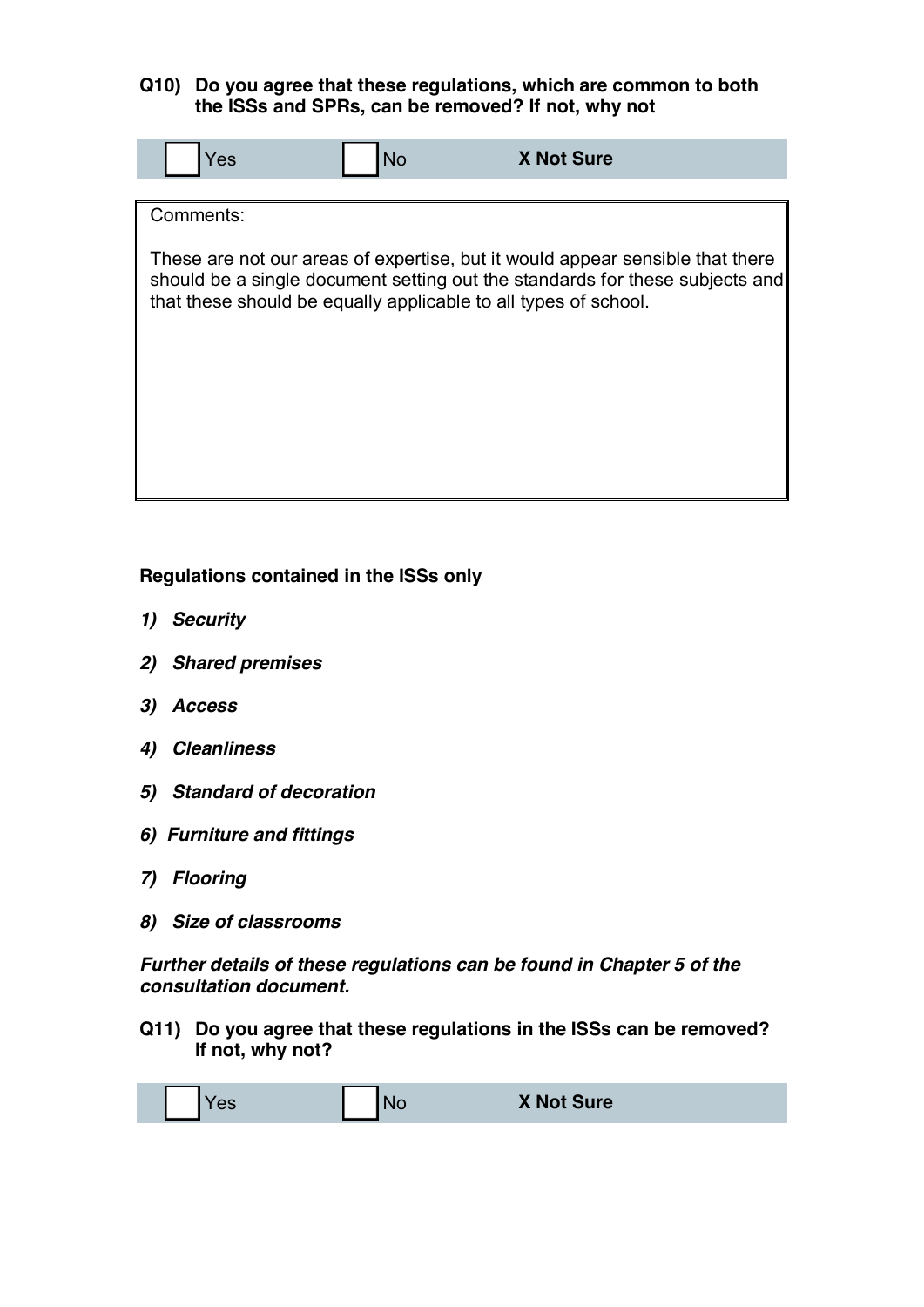**Q10) Do you agree that these regulations, which are common to both the ISSs and SPRs, can be removed? If not, why not**

| ☐ Yes | ☐ No | **X Not Sure** |
|---|---|---|

Comments:

These are not our areas of expertise, but it would appear sensible that there should be a single document setting out the standards for these subjects and that these should be equally applicable to all types of school.

**Regulations contained in the ISSs only**

***1) Security***

***2) Shared premises***

***3) Access***

***4) Cleanliness***

***5) Standard of decoration***

***6) Furniture and fittings***

***7) Flooring***

***8) Size of classrooms***

***Further details of these regulations can be found in Chapter 5 of the consultation document.***

**Q11) Do you agree that these regulations in the ISSs can be removed? If not, why not?**

| ☐ Yes | ☐ No | **X Not Sure** |
|---|---|---|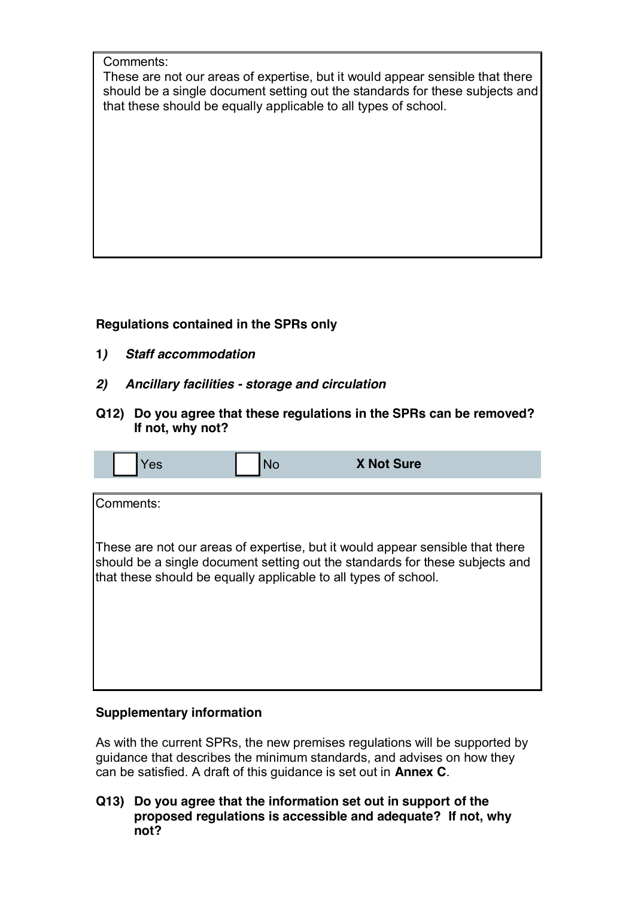Comments:
These are not our areas of expertise, but it would appear sensible that there should be a single document setting out the standards for these subjects and that these should be equally applicable to all types of school.

**Regulations contained in the SPRs only**

**1*)*** ***Staff accommodation***

***2)*** ***Ancillary facilities - storage and circulation***

**Q12) Do you agree that these regulations in the SPRs can be removed? If not, why not?**

| ☐ Yes | ☐ No | **X Not Sure** |
|---|---|---|

Comments:

These are not our areas of expertise, but it would appear sensible that there should be a single document setting out the standards for these subjects and that these should be equally applicable to all types of school.

**Supplementary information**

As with the current SPRs, the new premises regulations will be supported by guidance that describes the minimum standards, and advises on how they can be satisfied. A draft of this guidance is set out in **Annex C**.

**Q13) Do you agree that the information set out in support of the proposed regulations is accessible and adequate? If not, why not?**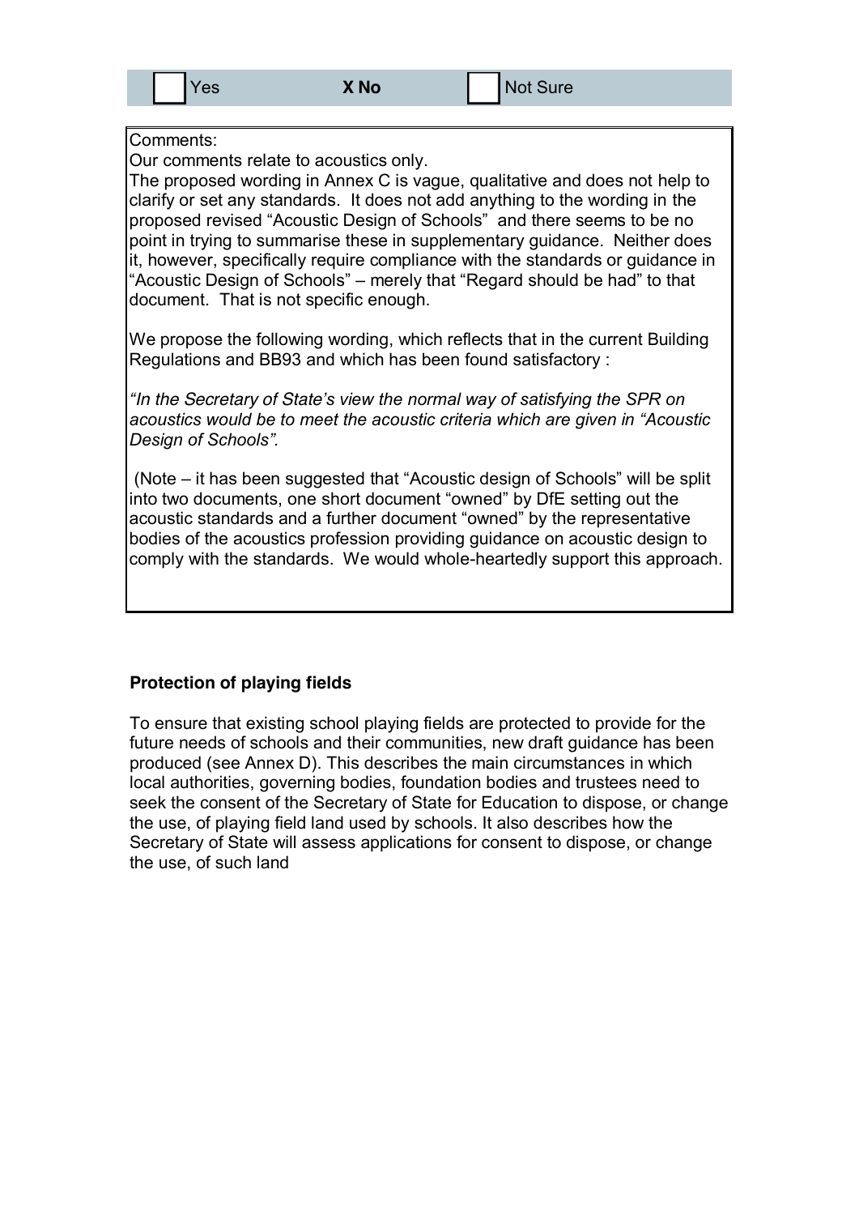☐ Yes **X No** ☐ Not Sure

Comments:
Our comments relate to acoustics only.
The proposed wording in Annex C is vague, qualitative and does not help to clarify or set any standards. It does not add anything to the wording in the proposed revised "Acoustic Design of Schools" and there seems to be no point in trying to summarise these in supplementary guidance. Neither does it, however, specifically require compliance with the standards or guidance in "Acoustic Design of Schools" – merely that "Regard should be had" to that document. That is not specific enough.

We propose the following wording, which reflects that in the current Building Regulations and BB93 and which has been found satisfactory :

*"In the Secretary of State's view the normal way of satisfying the SPR on acoustics would be to meet the acoustic criteria which are given in "Acoustic Design of Schools"*.

(Note – it has been suggested that "Acoustic design of Schools" will be split into two documents, one short document "owned" by DfE setting out the acoustic standards and a further document "owned" by the representative bodies of the acoustics profession providing guidance on acoustic design to comply with the standards. We would whole-heartedly support this approach.

**Protection of playing fields**

To ensure that existing school playing fields are protected to provide for the future needs of schools and their communities, new draft guidance has been produced (see Annex D). This describes the main circumstances in which local authorities, governing bodies, foundation bodies and trustees need to seek the consent of the Secretary of State for Education to dispose, or change the use, of playing field land used by schools. It also describes how the Secretary of State will assess applications for consent to dispose, or change the use, of such land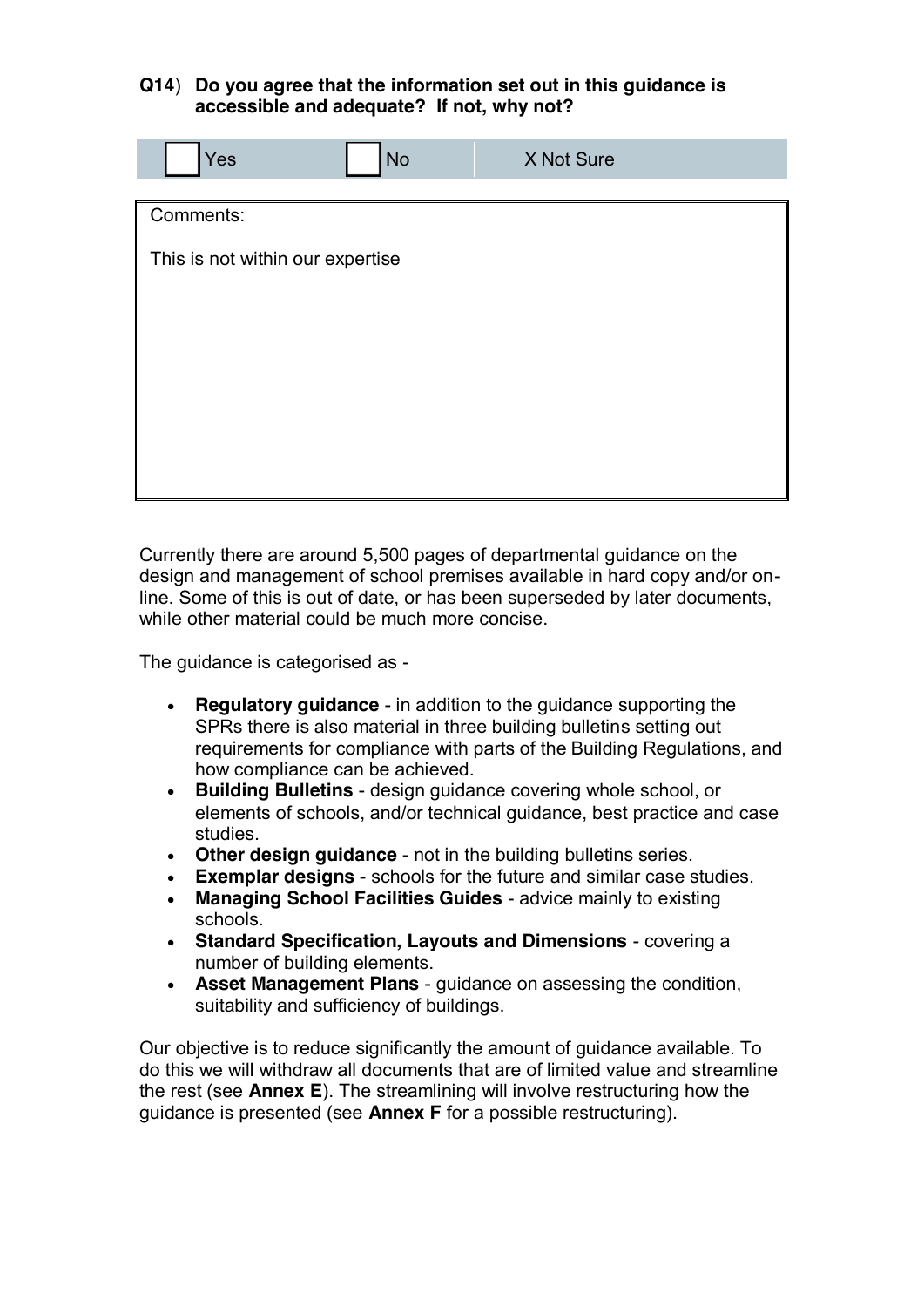**Q14**) **Do you agree that the information set out in this guidance is accessible and adequate? If not, why not?**

| ☐ Yes | ☐ No | X Not Sure |
|---|---|---|

| Comments: |
|---|
| This is not within our expertise |

Currently there are around 5,500 pages of departmental guidance on the design and management of school premises available in hard copy and/or on-line. Some of this is out of date, or has been superseded by later documents, while other material could be much more concise.

The guidance is categorised as -

- **Regulatory guidance** - in addition to the guidance supporting the SPRs there is also material in three building bulletins setting out requirements for compliance with parts of the Building Regulations, and how compliance can be achieved.
- **Building Bulletins** - design guidance covering whole school, or elements of schools, and/or technical guidance, best practice and case studies.
- **Other design guidance** - not in the building bulletins series.
- **Exemplar designs** - schools for the future and similar case studies.
- **Managing School Facilities Guides** - advice mainly to existing schools.
- **Standard Specification, Layouts and Dimensions** - covering a number of building elements.
- **Asset Management Plans** - guidance on assessing the condition, suitability and sufficiency of buildings.

Our objective is to reduce significantly the amount of guidance available. To do this we will withdraw all documents that are of limited value and streamline the rest (see **Annex E**). The streamlining will involve restructuring how the guidance is presented (see **Annex F** for a possible restructuring).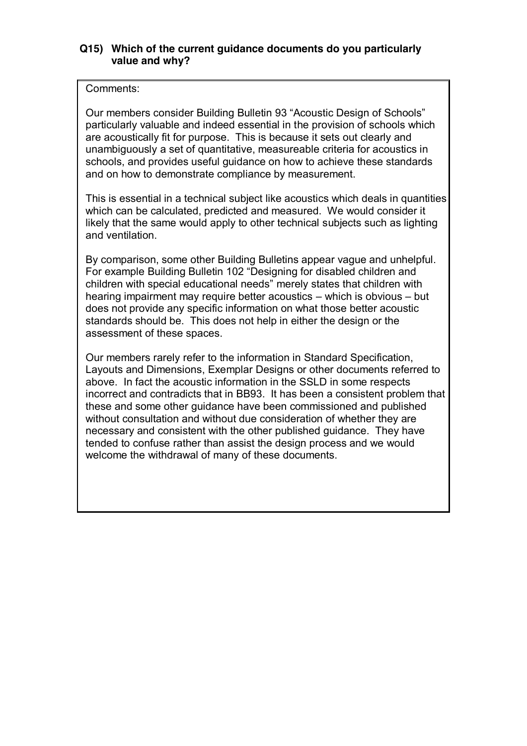**Q15) Which of the current guidance documents do you particularly value and why?**

Comments:

Our members consider Building Bulletin 93 "Acoustic Design of Schools" particularly valuable and indeed essential in the provision of schools which are acoustically fit for purpose. This is because it sets out clearly and unambiguously a set of quantitative, measureable criteria for acoustics in schools, and provides useful guidance on how to achieve these standards and on how to demonstrate compliance by measurement.

This is essential in a technical subject like acoustics which deals in quantities which can be calculated, predicted and measured. We would consider it likely that the same would apply to other technical subjects such as lighting and ventilation.

By comparison, some other Building Bulletins appear vague and unhelpful. For example Building Bulletin 102 "Designing for disabled children and children with special educational needs" merely states that children with hearing impairment may require better acoustics – which is obvious – but does not provide any specific information on what those better acoustic standards should be. This does not help in either the design or the assessment of these spaces.

Our members rarely refer to the information in Standard Specification, Layouts and Dimensions, Exemplar Designs or other documents referred to above. In fact the acoustic information in the SSLD in some respects incorrect and contradicts that in BB93. It has been a consistent problem that these and some other guidance have been commissioned and published without consultation and without due consideration of whether they are necessary and consistent with the other published guidance. They have tended to confuse rather than assist the design process and we would welcome the withdrawal of many of these documents.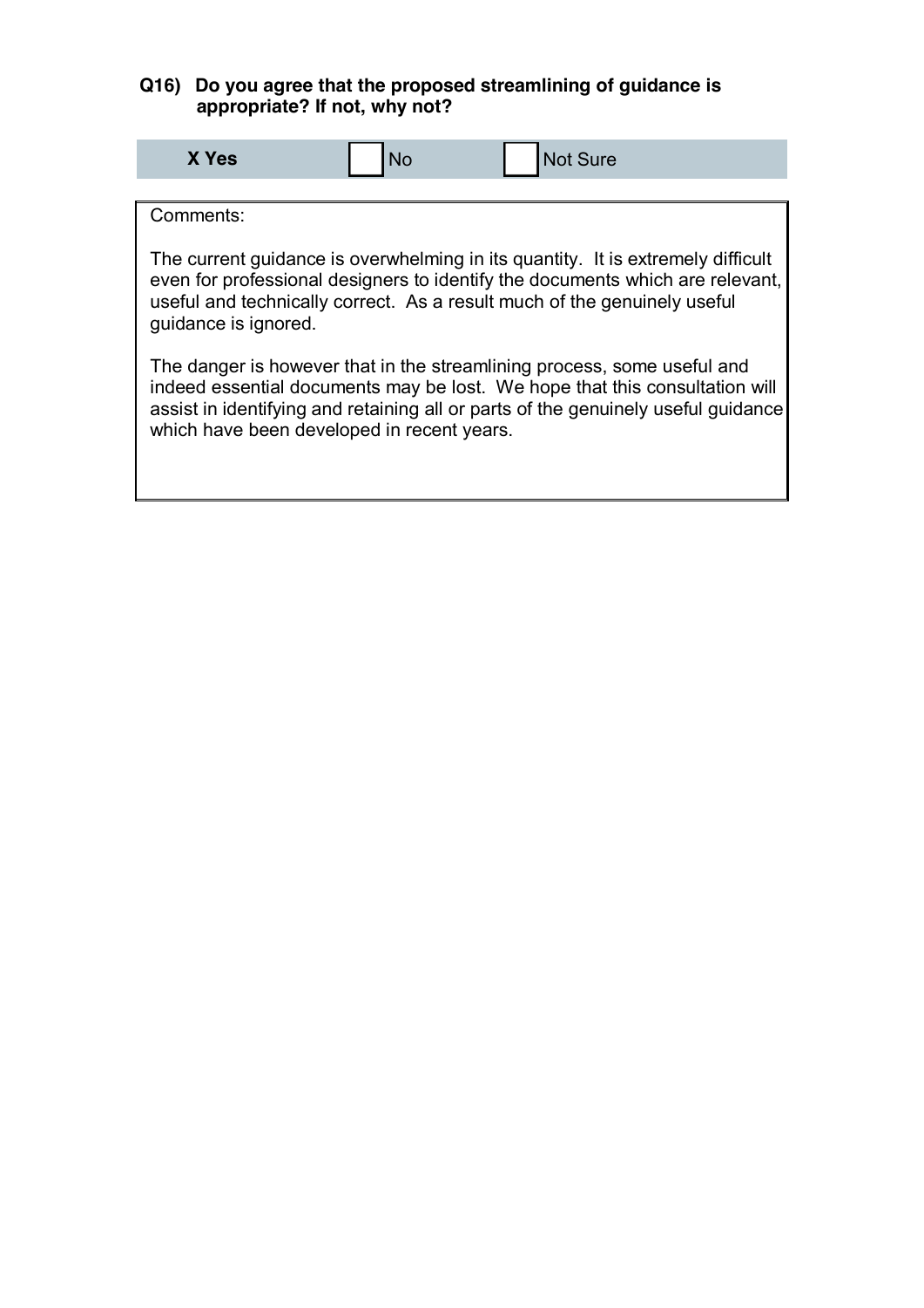**Q16) Do you agree that the proposed streamlining of guidance is appropriate? If not, why not?**

| **X Yes** | No | Not Sure |
|---|---|---|

Comments:

The current guidance is overwhelming in its quantity. It is extremely difficult even for professional designers to identify the documents which are relevant, useful and technically correct. As a result much of the genuinely useful guidance is ignored.

The danger is however that in the streamlining process, some useful and indeed essential documents may be lost. We hope that this consultation will assist in identifying and retaining all or parts of the genuinely useful guidance which have been developed in recent years.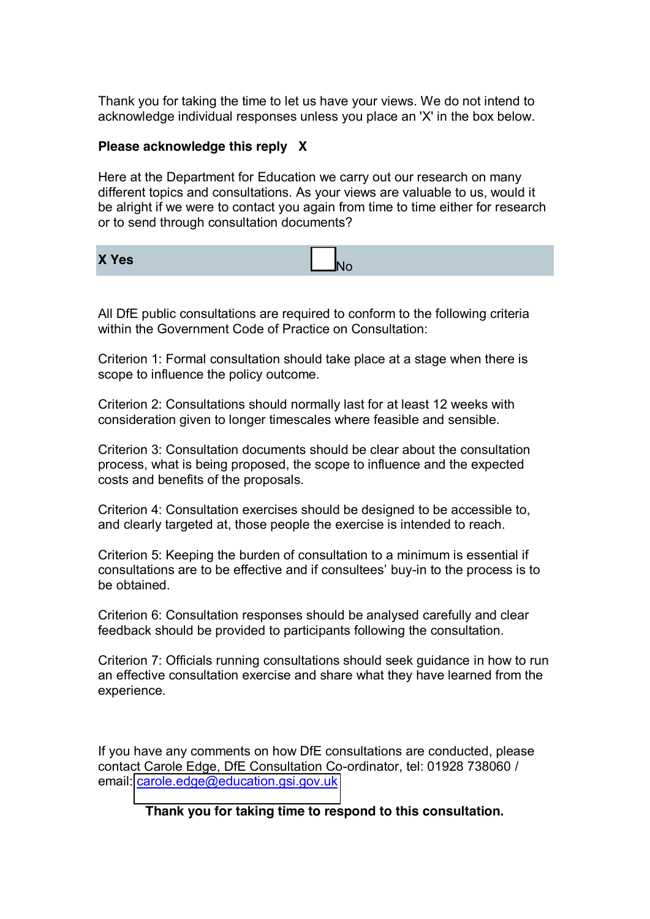Thank you for taking the time to let us have your views. We do not intend to acknowledge individual responses unless you place an 'X' in the box below.

**Please acknowledge this reply X**

Here at the Department for Education we carry out our research on many different topics and consultations. As your views are valuable to us, would it be alright if we were to contact you again from time to time either for research or to send through consultation documents?

| **X Yes** | ☐ No |
|---|---|

All DfE public consultations are required to conform to the following criteria within the Government Code of Practice on Consultation:

Criterion 1: Formal consultation should take place at a stage when there is scope to influence the policy outcome.

Criterion 2: Consultations should normally last for at least 12 weeks with consideration given to longer timescales where feasible and sensible.

Criterion 3: Consultation documents should be clear about the consultation process, what is being proposed, the scope to influence and the expected costs and benefits of the proposals.

Criterion 4: Consultation exercises should be designed to be accessible to, and clearly targeted at, those people the exercise is intended to reach.

Criterion 5: Keeping the burden of consultation to a minimum is essential if consultations are to be effective and if consultees' buy-in to the process is to be obtained.

Criterion 6: Consultation responses should be analysed carefully and clear feedback should be provided to participants following the consultation.

Criterion 7: Officials running consultations should seek guidance in how to run an effective consultation exercise and share what they have learned from the experience.

If you have any comments on how DfE consultations are conducted, please contact Carole Edge, DfE Consultation Co-ordinator, tel: 01928 738060 / email: carole.edge@education.gsi.gov.uk

**Thank you for taking time to respond to this consultation.**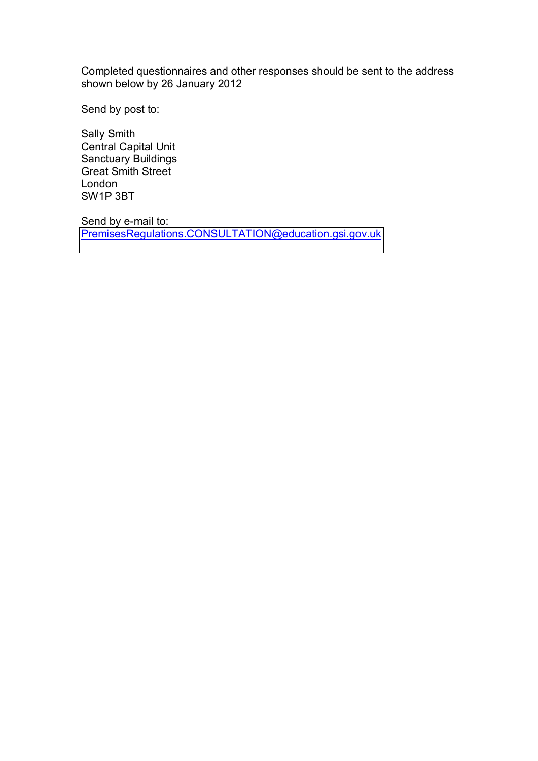Completed questionnaires and other responses should be sent to the address shown below by 26 January 2012

Send by post to:

Sally Smith  
Central Capital Unit  
Sanctuary Buildings  
Great Smith Street  
London  
SW1P 3BT

Send by e-mail to:  
PremisesRegulations.CONSULTATION@education.gsi.gov.uk